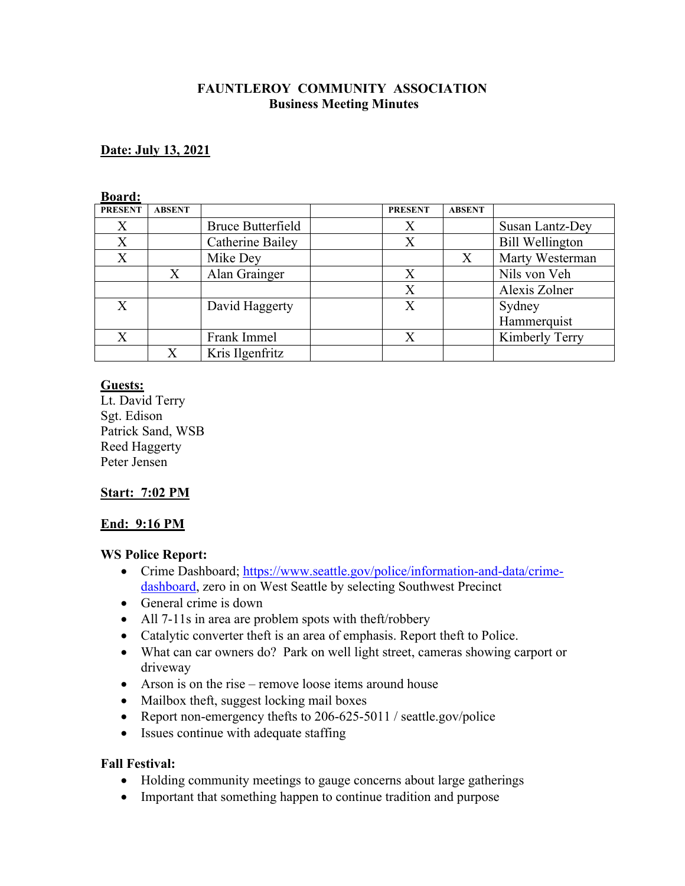# FAUNTLEROY COMMUNITY ASSOCIATION
## Business Meeting Minutes

**Date: July 13, 2021**

**Board:**

| PRESENT | ABSENT | | | PRESENT | ABSENT | |
|---|---|---|---|---|---|---|
| X | | Bruce Butterfield | | X | | Susan Lantz-Dey |
| X | | Catherine Bailey | | X | | Bill Wellington |
| X | | Mike Dey | | | X | Marty Westerman |
| | X | Alan Grainger | | X | | Nils von Veh |
| | | | | X | | Alexis Zolner |
| X | | David Haggerty | | X | | Sydney Hammerquist |
| X | | Frank Immel | | X | | Kimberly Terry |
| | X | Kris Ilgenfritz | | | | |

**Guests:**
Lt. David Terry
Sgt. Edison
Patrick Sand, WSB
Reed Haggerty
Peter Jensen

**Start: 7:02 PM**

**End: 9:16 PM**

**WS Police Report:**

- Crime Dashboard; https://www.seattle.gov/police/information-and-data/crime-dashboard, zero in on West Seattle by selecting Southwest Precinct
- General crime is down
- All 7-11s in area are problem spots with theft/robbery
- Catalytic converter theft is an area of emphasis. Report theft to Police.
- What can car owners do? Park on well light street, cameras showing carport or driveway
- Arson is on the rise – remove loose items around house
- Mailbox theft, suggest locking mail boxes
- Report non-emergency thefts to 206-625-5011 / seattle.gov/police
- Issues continue with adequate staffing

**Fall Festival:**

- Holding community meetings to gauge concerns about large gatherings
- Important that something happen to continue tradition and purpose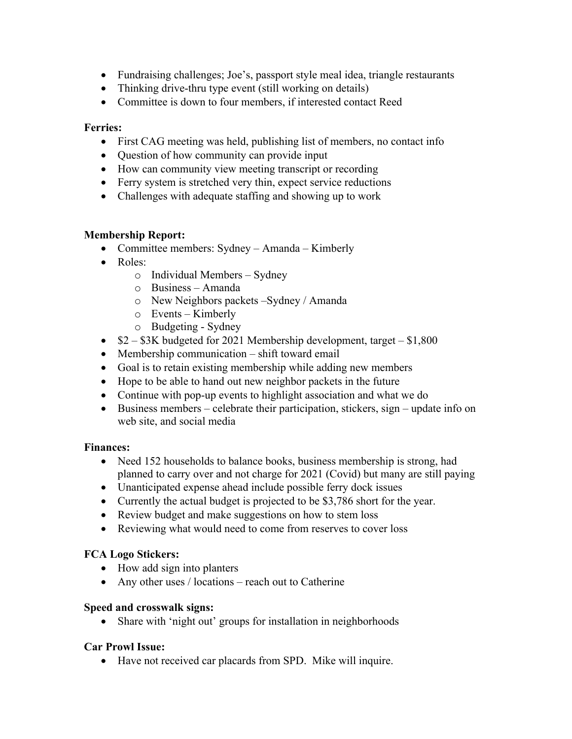- Fundraising challenges; Joe's, passport style meal idea, triangle restaurants
- Thinking drive-thru type event (still working on details)
- Committee is down to four members, if interested contact Reed

**Ferries:**

- First CAG meeting was held, publishing list of members, no contact info
- Question of how community can provide input
- How can community view meeting transcript or recording
- Ferry system is stretched very thin, expect service reductions
- Challenges with adequate staffing and showing up to work

**Membership Report:**

- Committee members: Sydney – Amanda – Kimberly
- Roles:
  - Individual Members – Sydney
  - Business – Amanda
  - New Neighbors packets –Sydney / Amanda
  - Events – Kimberly
  - Budgeting - Sydney
- $2 – $3K budgeted for 2021 Membership development, target – $1,800
- Membership communication – shift toward email
- Goal is to retain existing membership while adding new members
- Hope to be able to hand out new neighbor packets in the future
- Continue with pop-up events to highlight association and what we do
- Business members – celebrate their participation, stickers, sign – update info on web site, and social media

**Finances:**

- Need 152 households to balance books, business membership is strong, had planned to carry over and not charge for 2021 (Covid) but many are still paying
- Unanticipated expense ahead include possible ferry dock issues
- Currently the actual budget is projected to be $3,786 short for the year.
- Review budget and make suggestions on how to stem loss
- Reviewing what would need to come from reserves to cover loss

**FCA Logo Stickers:**

- How add sign into planters
- Any other uses / locations – reach out to Catherine

**Speed and crosswalk signs:**

- Share with 'night out' groups for installation in neighborhoods

**Car Prowl Issue:**

- Have not received car placards from SPD. Mike will inquire.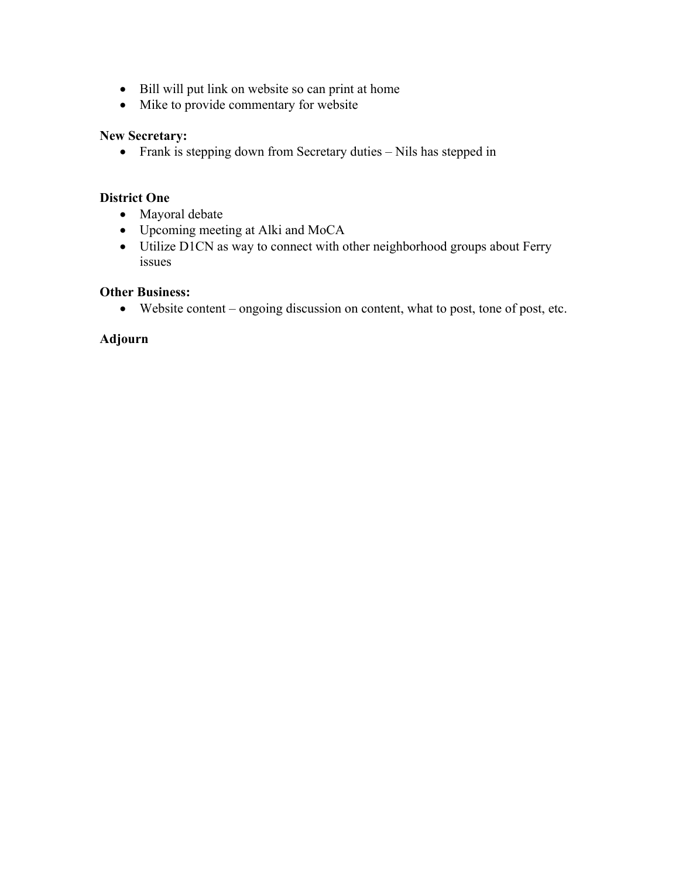- Bill will put link on website so can print at home
- Mike to provide commentary for website

**New Secretary:**

- Frank is stepping down from Secretary duties – Nils has stepped in

**District One**

- Mayoral debate
- Upcoming meeting at Alki and MoCA
- Utilize D1CN as way to connect with other neighborhood groups about Ferry issues

**Other Business:**

- Website content – ongoing discussion on content, what to post, tone of post, etc.

**Adjourn**